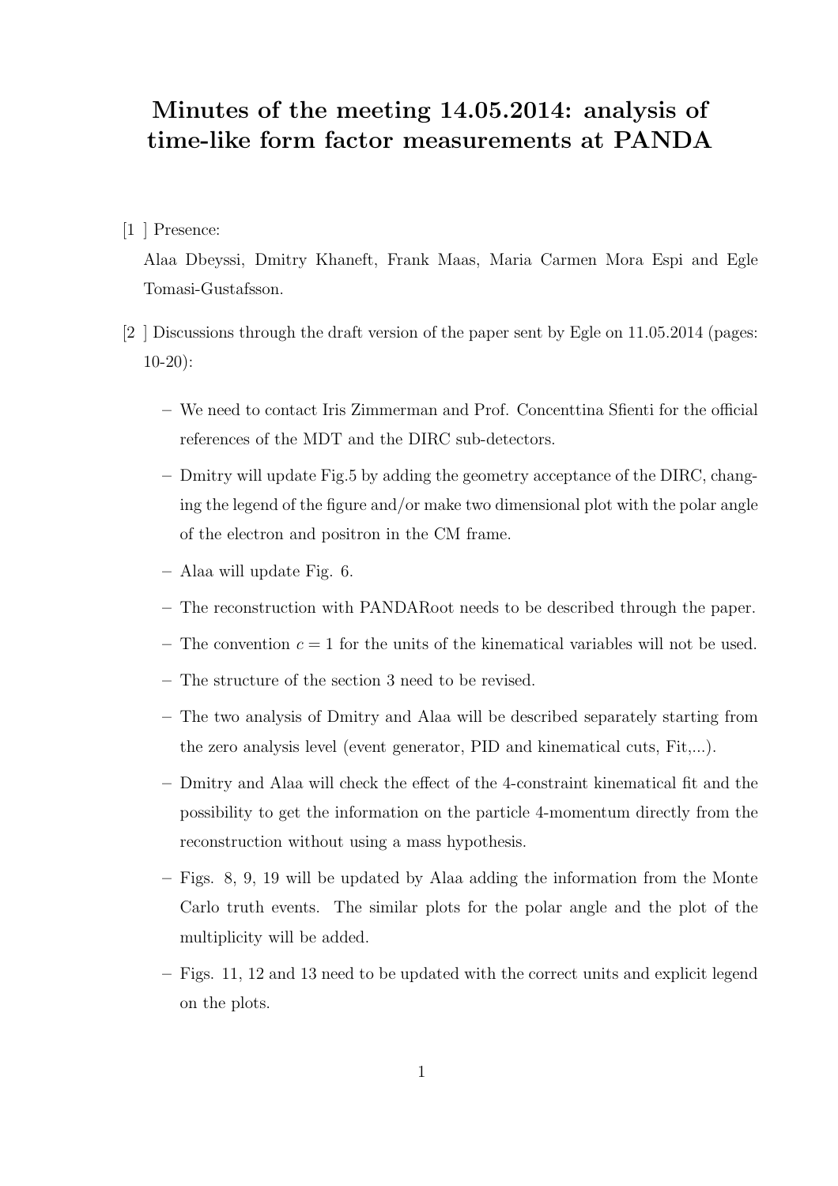# Minutes of the meeting 14.05.2014: analysis of time-like form factor measurements at PANDA

[1 ] Presence:

Alaa Dbeyssi, Dmitry Khaneft, Frank Maas, Maria Carmen Mora Espi and Egle Tomasi-Gustafsson.

[2 ] Discussions through the draft version of the paper sent by Egle on 11.05.2014 (pages: 10-20):

- We need to contact Iris Zimmerman and Prof. Concenttina Sfienti for the official references of the MDT and the DIRC sub-detectors.
- Dmitry will update Fig.5 by adding the geometry acceptance of the DIRC, changing the legend of the figure and/or make two dimensional plot with the polar angle of the electron and positron in the CM frame.
- Alaa will update Fig. 6.
- The reconstruction with PANDARoot needs to be described through the paper.
- The convention $c = 1$ for the units of the kinematical variables will not be used.
- The structure of the section 3 need to be revised.
- The two analysis of Dmitry and Alaa will be described separately starting from the zero analysis level (event generator, PID and kinematical cuts, Fit,...).
- Dmitry and Alaa will check the effect of the 4-constraint kinematical fit and the possibility to get the information on the particle 4-momentum directly from the reconstruction without using a mass hypothesis.
- Figs. 8, 9, 19 will be updated by Alaa adding the information from the Monte Carlo truth events. The similar plots for the polar angle and the plot of the multiplicity will be added.
- Figs. 11, 12 and 13 need to be updated with the correct units and explicit legend on the plots.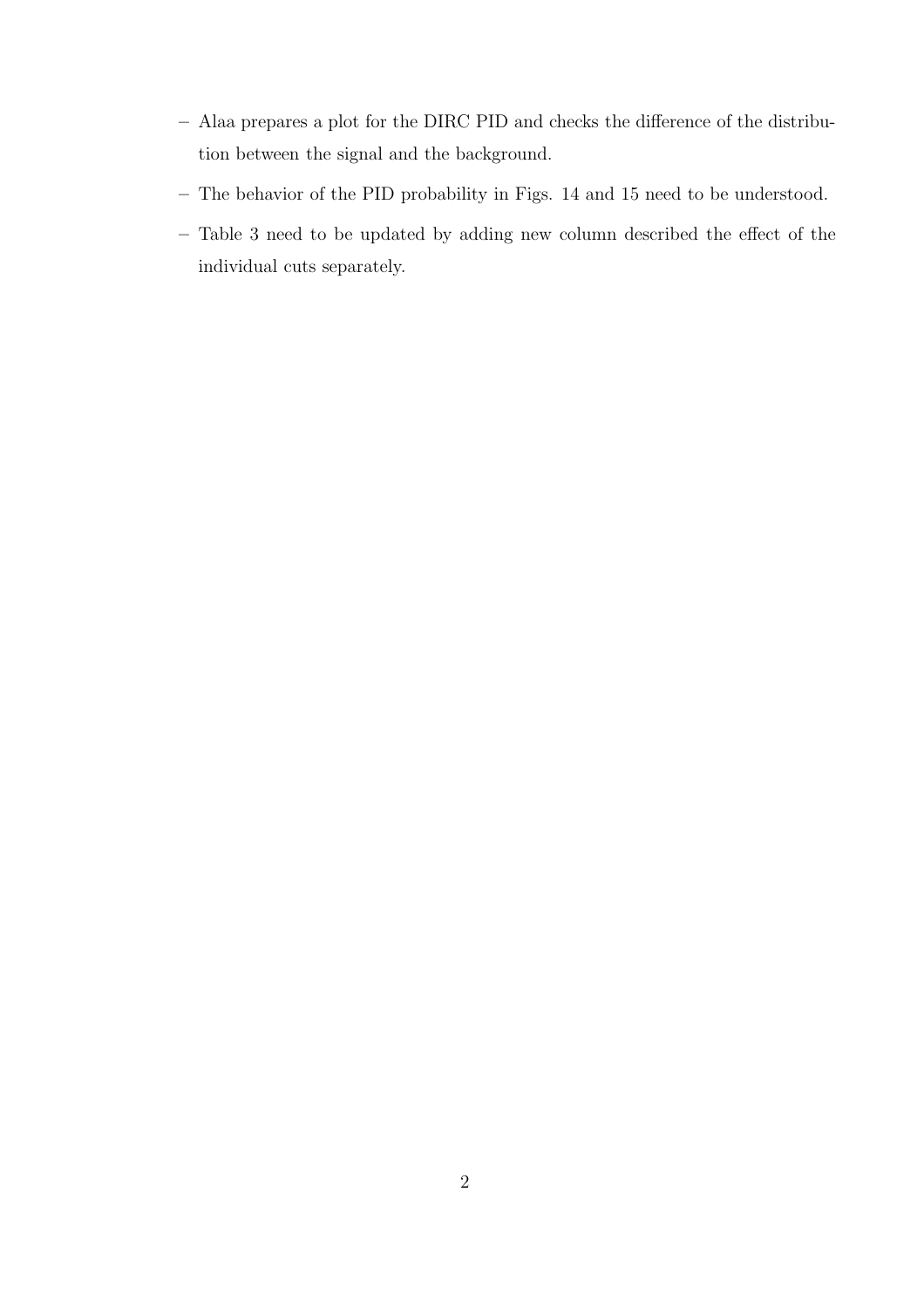- Alaa prepares a plot for the DIRC PID and checks the difference of the distribution between the signal and the background.
- The behavior of the PID probability in Figs. 14 and 15 need to be understood.
- Table 3 need to be updated by adding new column described the effect of the individual cuts separately.